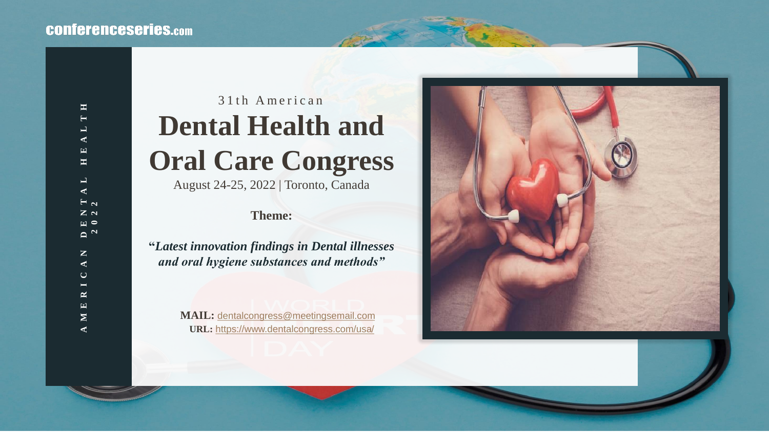conferenceseries.com

AMERICAN DENTAL HEALTH 2022

31th American

# Dental Health and Oral Care Congress

August 24-25, 2022 | Toronto, Canada

**Theme:**

***"Latest innovation findings in Dental illnesses and oral hygiene substances and methods"***

**MAIL:** dentalcongress@meetingsemail.com

**URL:** https://www.dentalcongress.com/usa/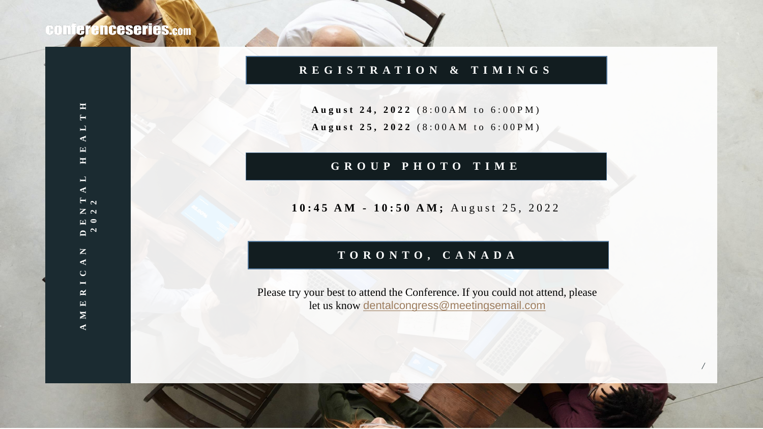conferenceseries.com

AMERICAN DENTAL HEALTH 2022

## REGISTRATION & TIMINGS

**August 24, 2022** (8:00AM to 6:00PM)

**August 25, 2022** (8:00AM to 6:00PM)

## GROUP PHOTO TIME

**10:45 AM - 10:50 AM;** August 25, 2022

## TORONTO, CANADA

Please try your best to attend the Conference. If you could not attend, please let us know dentalcongress@meetingsemail.com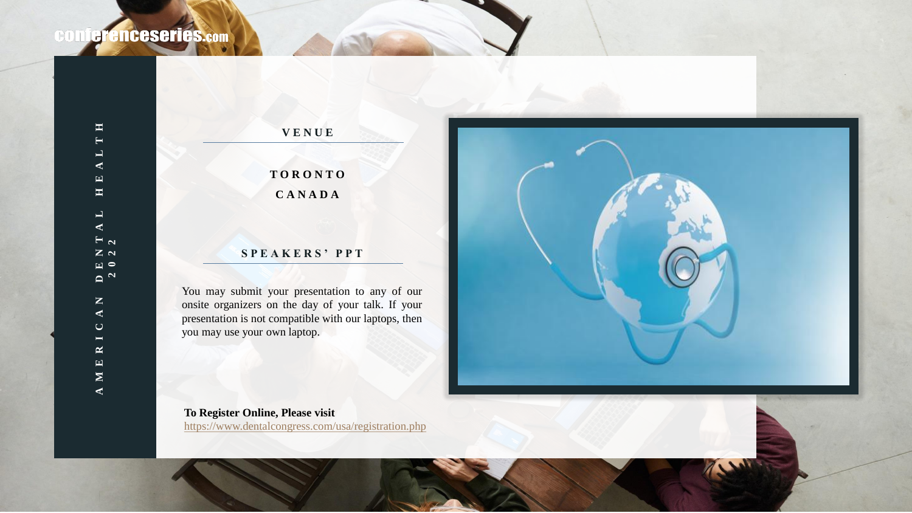conferenceseries.com

AMERICAN DENTAL HEALTH 2022

## VENUE

**TORONTO**
**CANADA**

## SPEAKERS' PPT

You may submit your presentation to any of our onsite organizers on the day of your talk. If your presentation is not compatible with our laptops, then you may use your own laptop.

**To Register Online, Please visit**
https://www.dentalcongress.com/usa/registration.php